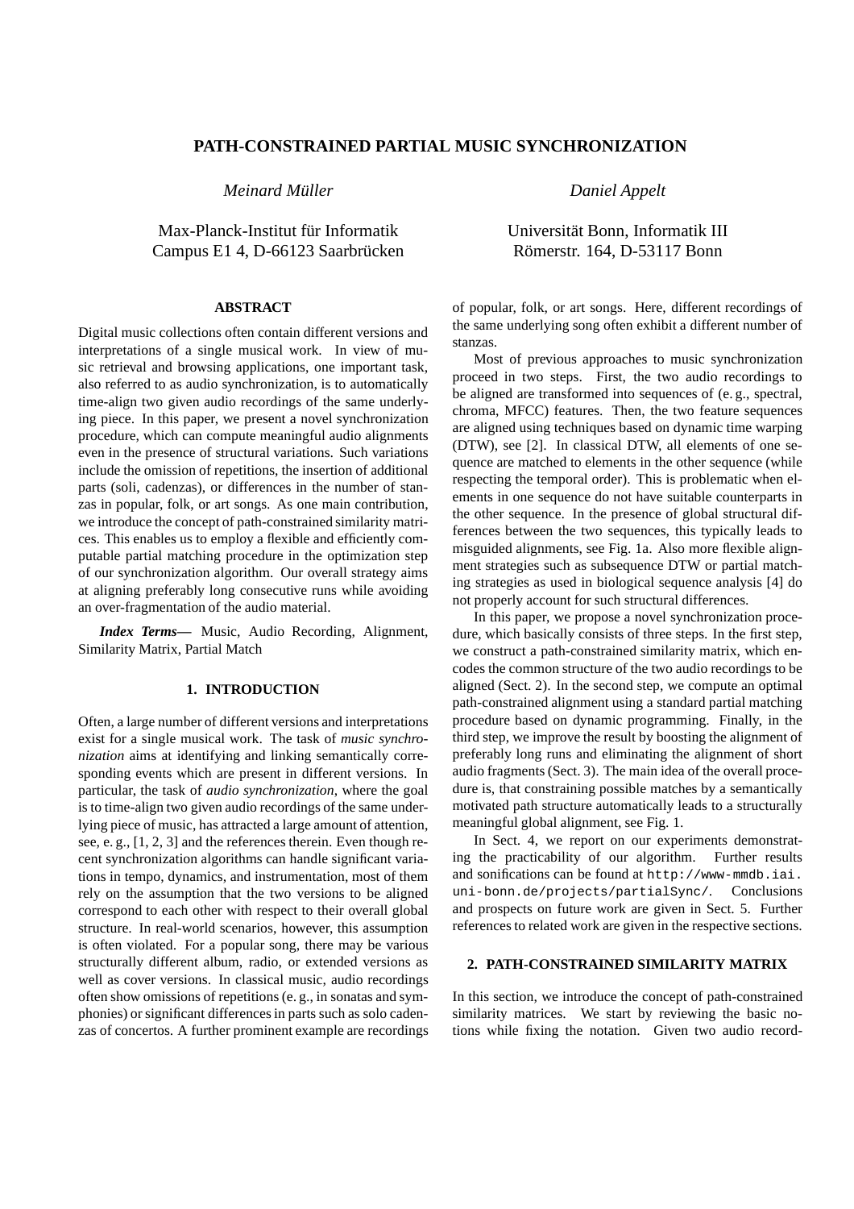# PATH-CONSTRAINED PARTIAL MUSIC SYNCHRONIZATION

*Meinard Müller*

Max-Planck-Institut für Informatik
Campus E1 4, D-66123 Saarbrücken

*Daniel Appelt*

Universität Bonn, Informatik III
Römerstr. 164, D-53117 Bonn

### ABSTRACT

Digital music collections often contain different versions and interpretations of a single musical work. In view of music retrieval and browsing applications, one important task, also referred to as audio synchronization, is to automatically time-align two given audio recordings of the same underlying piece. In this paper, we present a novel synchronization procedure, which can compute meaningful audio alignments even in the presence of structural variations. Such variations include the omission of repetitions, the insertion of additional parts (soli, cadenzas), or differences in the number of stanzas in popular, folk, or art songs. As one main contribution, we introduce the concept of path-constrained similarity matrices. This enables us to employ a flexible and efficiently computable partial matching procedure in the optimization step of our synchronization algorithm. Our overall strategy aims at aligning preferably long consecutive runs while avoiding an over-fragmentation of the audio material.

***Index Terms*—** Music, Audio Recording, Alignment, Similarity Matrix, Partial Match

## 1. INTRODUCTION

Often, a large number of different versions and interpretations exist for a single musical work. The task of *music synchronization* aims at identifying and linking semantically corresponding events which are present in different versions. In particular, the task of *audio synchronization*, where the goal is to time-align two given audio recordings of the same underlying piece of music, has attracted a large amount of attention, see, e. g., [1, 2, 3] and the references therein. Even though recent synchronization algorithms can handle significant variations in tempo, dynamics, and instrumentation, most of them rely on the assumption that the two versions to be aligned correspond to each other with respect to their overall global structure. In real-world scenarios, however, this assumption is often violated. For a popular song, there may be various structurally different album, radio, or extended versions as well as cover versions. In classical music, audio recordings often show omissions of repetitions (e. g., in sonatas and symphonies) or significant differences in parts such as solo cadenzas of concertos. A further prominent example are recordings of popular, folk, or art songs. Here, different recordings of the same underlying song often exhibit a different number of stanzas.

Most of previous approaches to music synchronization proceed in two steps. First, the two audio recordings to be aligned are transformed into sequences of (e. g., spectral, chroma, MFCC) features. Then, the two feature sequences are aligned using techniques based on dynamic time warping (DTW), see [2]. In classical DTW, all elements of one sequence are matched to elements in the other sequence (while respecting the temporal order). This is problematic when elements in one sequence do not have suitable counterparts in the other sequence. In the presence of global structural differences between the two sequences, this typically leads to misguided alignments, see Fig. 1a. Also more flexible alignment strategies such as subsequence DTW or partial matching strategies as used in biological sequence analysis [4] do not properly account for such structural differences.

In this paper, we propose a novel synchronization procedure, which basically consists of three steps. In the first step, we construct a path-constrained similarity matrix, which encodes the common structure of the two audio recordings to be aligned (Sect. 2). In the second step, we compute an optimal path-constrained alignment using a standard partial matching procedure based on dynamic programming. Finally, in the third step, we improve the result by boosting the alignment of preferably long runs and eliminating the alignment of short audio fragments (Sect. 3). The main idea of the overall procedure is, that constraining possible matches by a semantically motivated path structure automatically leads to a structurally meaningful global alignment, see Fig. 1.

In Sect. 4, we report on our experiments demonstrating the practicability of our algorithm. Further results and sonifications can be found at `http://www-mmdb.iai.uni-bonn.de/projects/partialSync/`. Conclusions and prospects on future work are given in Sect. 5. Further references to related work are given in the respective sections.

## 2. PATH-CONSTRAINED SIMILARITY MATRIX

In this section, we introduce the concept of path-constrained similarity matrices. We start by reviewing the basic notions while fixing the notation. Given two audio record-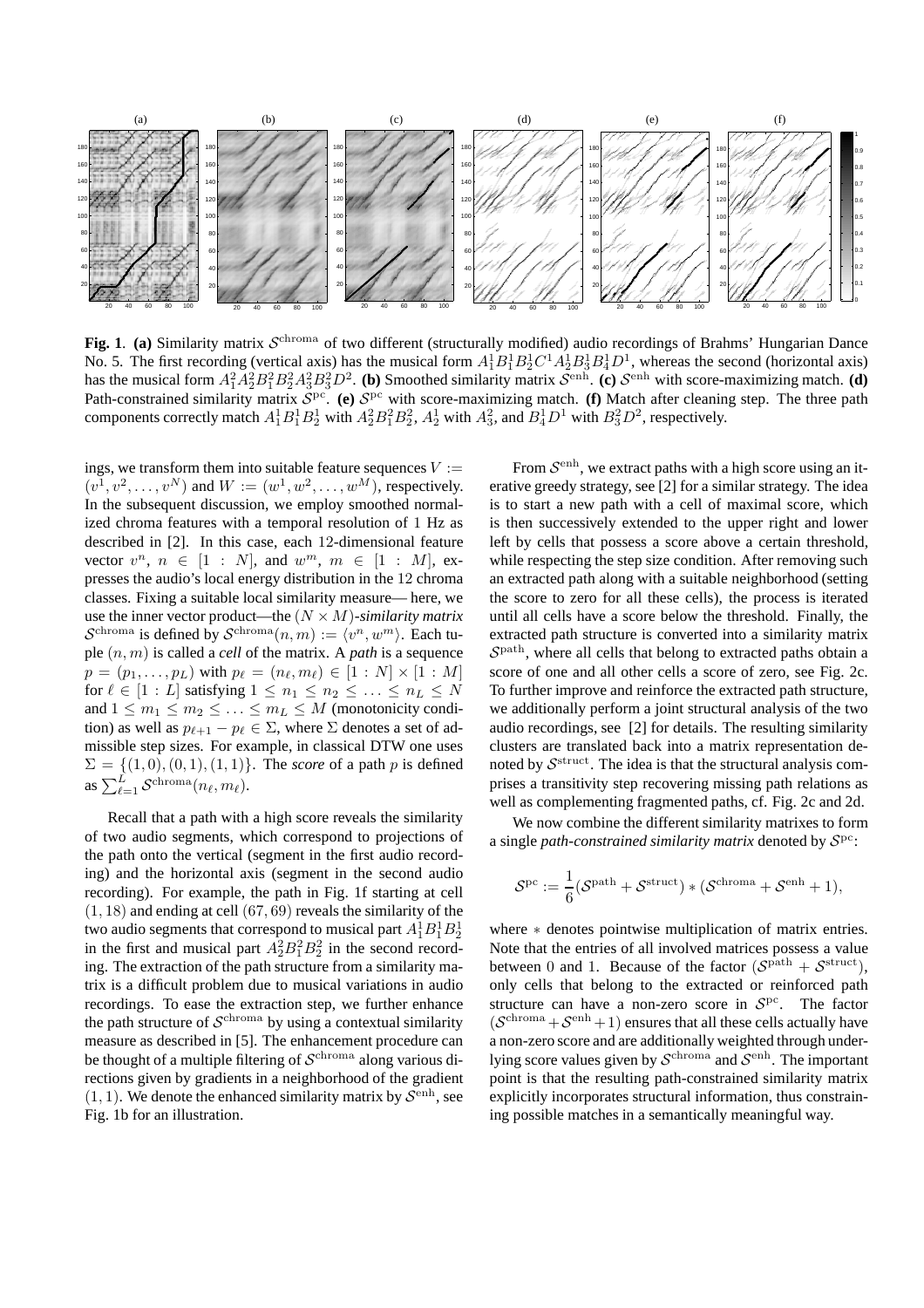**Fig. 1**. **(a)** Similarity matrix $\mathcal{S}^{\mathrm{chroma}}$ of two different (structurally modified) audio recordings of Brahms' Hungarian Dance No. 5. The first recording (vertical axis) has the musical form $A_1^1B_1^1B_2^1C^1A_2^1B_3^1B_4^1D^1$, whereas the second (horizontal axis) has the musical form $A_1^2A_2^2B_1^2B_2^2A_3^2B_3^2D^2$. **(b)** Smoothed similarity matrix $\mathcal{S}^{\mathrm{enh}}$. **(c)** $\mathcal{S}^{\mathrm{enh}}$ with score-maximizing match. **(d)** Path-constrained similarity matrix $\mathcal{S}^{\mathrm{pc}}$. **(e)** $\mathcal{S}^{\mathrm{pc}}$ with score-maximizing match. **(f)** Match after cleaning step. The three path components correctly match $A_1^1B_1^1B_2^1$ with $A_2^2B_1^2B_2^2$, $A_2^1$ with $A_3^2$, and $B_4^1D^1$ with $B_3^2D^2$, respectively.

ings, we transform them into suitable feature sequences $V := (v^1, v^2, \ldots, v^N)$ and $W := (w^1, w^2, \ldots, w^M)$, respectively. In the subsequent discussion, we employ smoothed normalized chroma features with a temporal resolution of 1 Hz as described in [2]. In this case, each 12-dimensional feature vector $v^n$, $n \in [1 : N]$, and $w^m$, $m \in [1 : M]$, expresses the audio's local energy distribution in the 12 chroma classes. Fixing a suitable local similarity measure— here, we use the inner vector product—the $(N \times M)$-*similarity matrix* $\mathcal{S}^{\mathrm{chroma}}$ is defined by $\mathcal{S}^{\mathrm{chroma}}(n, m) := \langle v^n, w^m \rangle$. Each tuple $(n, m)$ is called a *cell* of the matrix. A *path* is a sequence $p = (p_1, \ldots, p_L)$ with $p_\ell = (n_\ell, m_\ell) \in [1 : N] \times [1 : M]$ for $\ell \in [1 : L]$ satisfying $1 \leq n_1 \leq n_2 \leq \ldots \leq n_L \leq N$ and $1 \leq m_1 \leq m_2 \leq \ldots \leq m_L \leq M$ (monotonicity condition) as well as $p_{\ell+1} - p_\ell \in \Sigma$, where $\Sigma$ denotes a set of admissible step sizes. For example, in classical DTW one uses $\Sigma = \{(1, 0), (0, 1), (1, 1)\}$. The *score* of a path $p$ is defined as $\sum_{\ell=1}^{L} \mathcal{S}^{\mathrm{chroma}}(n_\ell, m_\ell)$.

Recall that a path with a high score reveals the similarity of two audio segments, which correspond to projections of the path onto the vertical (segment in the first audio recording) and the horizontal axis (segment in the second audio recording). For example, the path in Fig. 1f starting at cell $(1, 18)$ and ending at cell $(67, 69)$ reveals the similarity of the two audio segments that correspond to musical part $A_1^1B_1^1B_2^1$ in the first and musical part $A_2^2B_1^2B_2^2$ in the second recording. The extraction of the path structure from a similarity matrix is a difficult problem due to musical variations in audio recordings. To ease the extraction step, we further enhance the path structure of $\mathcal{S}^{\mathrm{chroma}}$ by using a contextual similarity measure as described in [5]. The enhancement procedure can be thought of a multiple filtering of $\mathcal{S}^{\mathrm{chroma}}$ along various directions given by gradients in a neighborhood of the gradient $(1, 1)$. We denote the enhanced similarity matrix by $\mathcal{S}^{\mathrm{enh}}$, see Fig. 1b for an illustration.

From $\mathcal{S}^{\mathrm{enh}}$, we extract paths with a high score using an iterative greedy strategy, see [2] for a similar strategy. The idea is to start a new path with a cell of maximal score, which is then successively extended to the upper right and lower left by cells that possess a score above a certain threshold, while respecting the step size condition. After removing such an extracted path along with a suitable neighborhood (setting the score to zero for all these cells), the process is iterated until all cells have a score below the threshold. Finally, the extracted path structure is converted into a similarity matrix $\mathcal{S}^{\mathrm{path}}$, where all cells that belong to extracted paths obtain a score of one and all other cells a score of zero, see Fig. 2c. To further improve and reinforce the extracted path structure, we additionally perform a joint structural analysis of the two audio recordings, see [2] for details. The resulting similarity clusters are translated back into a matrix representation denoted by $\mathcal{S}^{\mathrm{struct}}$. The idea is that the structural analysis comprises a transitivity step recovering missing path relations as well as complementing fragmented paths, cf. Fig. 2c and 2d.

We now combine the different similarity matrixes to form a single *path-constrained similarity matrix* denoted by $\mathcal{S}^{\mathrm{pc}}$:

$$\mathcal{S}^{\mathrm{pc}} := \frac{1}{6}(\mathcal{S}^{\mathrm{path}} + \mathcal{S}^{\mathrm{struct}}) * (\mathcal{S}^{\mathrm{chroma}} + \mathcal{S}^{\mathrm{enh}} + 1),$$

where $*$ denotes pointwise multiplication of matrix entries. Note that the entries of all involved matrices possess a value between 0 and 1. Because of the factor $(\mathcal{S}^{\mathrm{path}} + \mathcal{S}^{\mathrm{struct}})$, only cells that belong to the extracted or reinforced path structure can have a non-zero score in $\mathcal{S}^{\mathrm{pc}}$. The factor $(\mathcal{S}^{\mathrm{chroma}} + \mathcal{S}^{\mathrm{enh}} + 1)$ ensures that all these cells actually have a non-zero score and are additionally weighted through underlying score values given by $\mathcal{S}^{\mathrm{chroma}}$ and $\mathcal{S}^{\mathrm{enh}}$. The important point is that the resulting path-constrained similarity matrix explicitly incorporates structural information, thus constraining possible matches in a semantically meaningful way.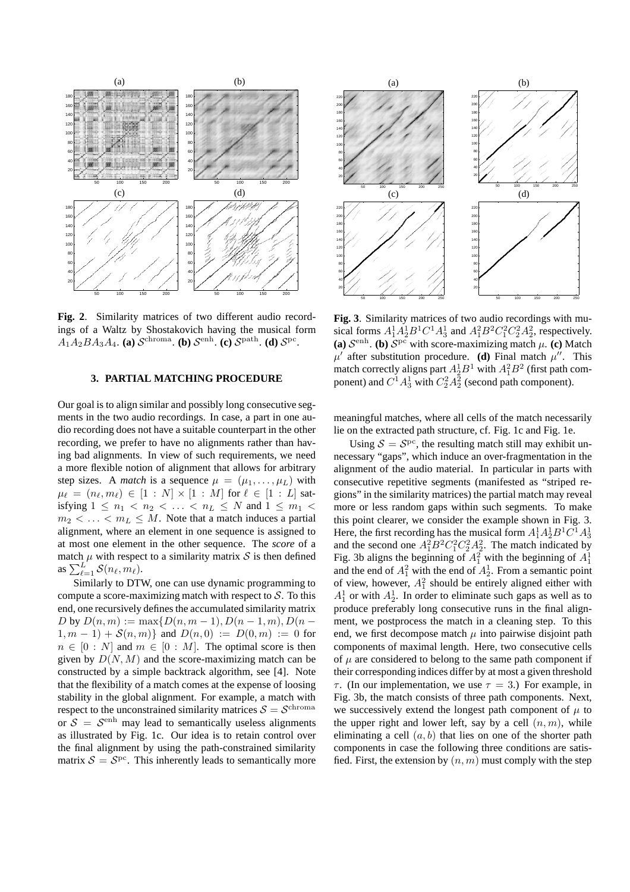**Fig. 2**. Similarity matrices of two different audio recordings of a Waltz by Shostakovich having the musical form $A_1A_2BA_3A_4$. **(a)** $\mathcal{S}^{\mathrm{chroma}}$. **(b)** $\mathcal{S}^{\mathrm{enh}}$. **(c)** $\mathcal{S}^{\mathrm{path}}$. **(d)** $\mathcal{S}^{\mathrm{pc}}$.

**Fig. 3**. Similarity matrices of two audio recordings with musical forms $A_1^1A_2^1B^1C^1A_3^1$ and $A_1^2B^2C_1^2C_2^2A_2^2$, respectively. **(a)** $\mathcal{S}^{\mathrm{enh}}$. **(b)** $\mathcal{S}^{\mathrm{pc}}$ with score-maximizing match $\mu$. **(c)** Match $\mu'$ after substitution procedure. **(d)** Final match $\mu''$. This match correctly aligns part $A_2^1B^1$ with $A_1^2B^2$ (first path component) and $C^1A_3^1$ with $C_2^2A_2^2$ (second path component).

## 3. PARTIAL MATCHING PROCEDURE

Our goal is to align similar and possibly long consecutive segments in the two audio recordings. In case, a part in one audio recording does not have a suitable counterpart in the other recording, we prefer to have no alignments rather than having bad alignments. In view of such requirements, we need a more flexible notion of alignment that allows for arbitrary step sizes. A *match* is a sequence $\mu = (\mu_1, \ldots, \mu_L)$ with $\mu_\ell = (n_\ell, m_\ell) \in [1 : N] \times [1 : M]$ for $\ell \in [1 : L]$ satisfying $1 \leq n_1 < n_2 < \ldots < n_L \leq N$ and $1 \leq m_1 < m_2 < \ldots < m_L \leq M$. Note that a match induces a partial alignment, where an element in one sequence is assigned to at most one element in the other sequence. The *score* of a match $\mu$ with respect to a similarity matrix $\mathcal{S}$ is then defined as $\sum_{\ell=1}^{L} \mathcal{S}(n_\ell, m_\ell)$.

Similarly to DTW, one can use dynamic programming to compute a score-maximizing match with respect to $\mathcal{S}$. To this end, one recursively defines the accumulated similarity matrix $D$ by $D(n, m) := \max\{D(n, m-1), D(n-1, m), D(n-1, m-1) + \mathcal{S}(n, m)\}$ and $D(n, 0) := D(0, m) := 0$ for $n \in [0 : N]$ and $m \in [0 : M]$. The optimal score is then given by $D(N, M)$ and the score-maximizing match can be constructed by a simple backtrack algorithm, see [4]. Note that the flexibility of a match comes at the expense of loosing stability in the global alignment. For example, a match with respect to the unconstrained similarity matrices $\mathcal{S} = \mathcal{S}^{\mathrm{chroma}}$ or $\mathcal{S} = \mathcal{S}^{\mathrm{enh}}$ may lead to semantically useless alignments as illustrated by Fig. 1c. Our idea is to retain control over the final alignment by using the path-constrained similarity matrix $\mathcal{S} = \mathcal{S}^{\mathrm{pc}}$. This inherently leads to semantically more meaningful matches, where all cells of the match necessarily lie on the extracted path structure, cf. Fig. 1c and Fig. 1e.

Using $\mathcal{S} = \mathcal{S}^{\mathrm{pc}}$, the resulting match still may exhibit unnecessary "gaps", which induce an over-fragmentation in the alignment of the audio material. In particular in parts with consecutive repetitive segments (manifested as "striped regions" in the similarity matrices) the partial match may reveal more or less random gaps within such segments. To make this point clearer, we consider the example shown in Fig. 3. Here, the first recording has the musical form $A_1^1A_2^1B^1C^1A_3^1$ and the second one $A_1^2B^2C_1^2C_2^2A_2^2$. The match indicated by Fig. 3b aligns the beginning of $A_1^2$ with the beginning of $A_1^1$ and the end of $A_1^2$ with the end of $A_2^1$. From a semantic point of view, however, $A_1^2$ should be entirely aligned either with $A_1^1$ or with $A_2^1$. In order to eliminate such gaps as well as to produce preferably long consecutive runs in the final alignment, we postprocess the match in a cleaning step. To this end, we first decompose match $\mu$ into pairwise disjoint path components of maximal length. Here, two consecutive cells of $\mu$ are considered to belong to the same path component if their corresponding indices differ by at most a given threshold $\tau$. (In our implementation, we use $\tau = 3$.) For example, in Fig. 3b, the match consists of three path components. Next, we successively extend the longest path component of $\mu$ to the upper right and lower left, say by a cell $(n, m)$, while eliminating a cell $(a, b)$ that lies on one of the shorter path components in case the following three conditions are satisfied. First, the extension by $(n, m)$ must comply with the step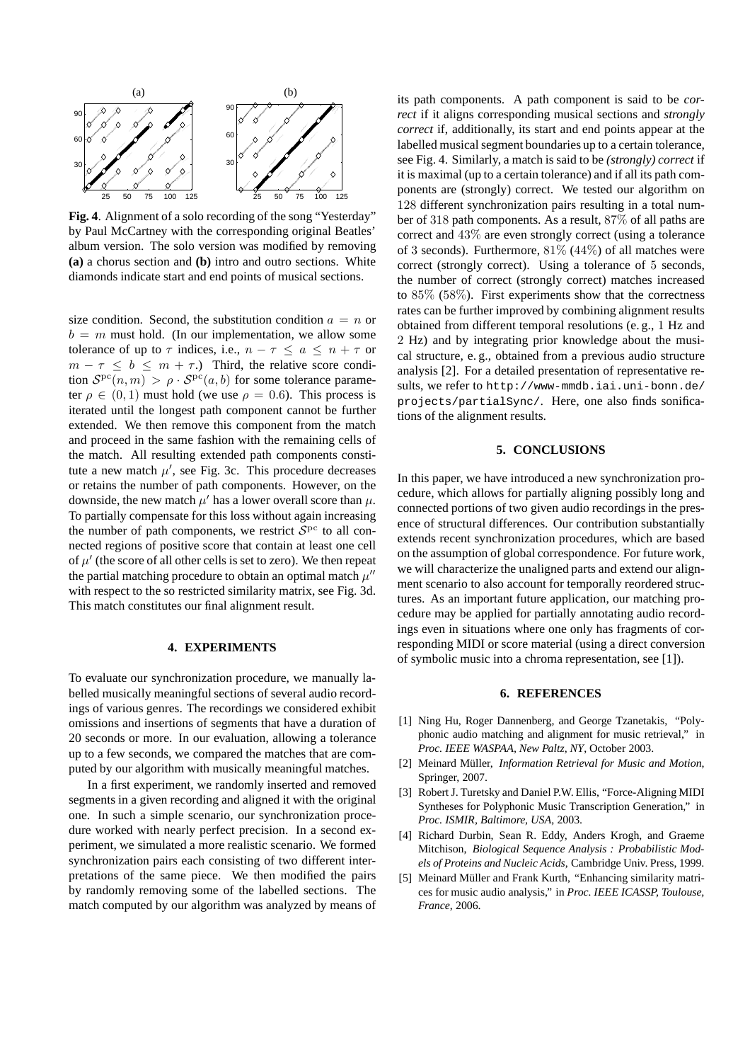(a)

90

60

30

25 50 75 100 125

(b)

90

60

30

25 50 75 100 125

**Fig. 4**. Alignment of a solo recording of the song "Yesterday" by Paul McCartney with the corresponding original Beatles' album version. The solo version was modified by removing **(a)** a chorus section and **(b)** intro and outro sections. White diamonds indicate start and end points of musical sections.

size condition. Second, the substitution condition $a = n$ or $b = m$ must hold. (In our implementation, we allow some tolerance of up to $\tau$ indices, i.e., $n - \tau \leq a \leq n + \tau$ or $m - \tau \leq b \leq m + \tau$.) Third, the relative score condition $\mathcal{S}^{\rm pc}(n, m) > \rho \cdot \mathcal{S}^{\rm pc}(a, b)$ for some tolerance parameter $\rho \in (0, 1)$ must hold (we use $\rho = 0.6$). This process is iterated until the longest path component cannot be further extended. We then remove this component from the match and proceed in the same fashion with the remaining cells of the match. All resulting extended path components constitute a new match $\mu'$, see Fig. 3c. This procedure decreases or retains the number of path components. However, on the downside, the new match $\mu'$ has a lower overall score than $\mu$. To partially compensate for this loss without again increasing the number of path components, we restrict $\mathcal{S}^{\rm pc}$ to all connected regions of positive score that contain at least one cell of $\mu'$ (the score of all other cells is set to zero). We then repeat the partial matching procedure to obtain an optimal match $\mu''$ with respect to the so restricted similarity matrix, see Fig. 3d. This match constitutes our final alignment result.

## 4. EXPERIMENTS

To evaluate our synchronization procedure, we manually labelled musically meaningful sections of several audio recordings of various genres. The recordings we considered exhibit omissions and insertions of segments that have a duration of 20 seconds or more. In our evaluation, allowing a tolerance up to a few seconds, we compared the matches that are computed by our algorithm with musically meaningful matches.

In a first experiment, we randomly inserted and removed segments in a given recording and aligned it with the original one. In such a simple scenario, our synchronization procedure worked with nearly perfect precision. In a second experiment, we simulated a more realistic scenario. We formed synchronization pairs each consisting of two different interpretations of the same piece. We then modified the pairs by randomly removing some of the labelled sections. The match computed by our algorithm was analyzed by means of its path components. A path component is said to be *correct* if it aligns corresponding musical sections and *strongly correct* if, additionally, its start and end points appear at the labelled musical segment boundaries up to a certain tolerance, see Fig. 4. Similarly, a match is said to be *(strongly) correct* if it is maximal (up to a certain tolerance) and if all its path components are (strongly) correct. We tested our algorithm on $128$ different synchronization pairs resulting in a total number of $318$ path components. As a result, $87\%$ of all paths are correct and $43\%$ are even strongly correct (using a tolerance of $3$ seconds). Furthermore, $81\%$ ($44\%$) of all matches were correct (strongly correct). Using a tolerance of $5$ seconds, the number of correct (strongly correct) matches increased to $85\%$ ($58\%$). First experiments show that the correctness rates can be further improved by combining alignment results obtained from different temporal resolutions (e. g., $1$ Hz and $2$ Hz) and by integrating prior knowledge about the musical structure, e. g., obtained from a previous audio structure analysis [2]. For a detailed presentation of representative results, we refer to `http://www-mmdb.iai.uni-bonn.de/projects/partialSync/`. Here, one also finds sonifications of the alignment results.

## 5. CONCLUSIONS

In this paper, we have introduced a new synchronization procedure, which allows for partially aligning possibly long and connected portions of two given audio recordings in the presence of structural differences. Our contribution substantially extends recent synchronization procedures, which are based on the assumption of global correspondence. For future work, we will characterize the unaligned parts and extend our alignment scenario to also account for temporally reordered structures. As an important future application, our matching procedure may be applied for partially annotating audio recordings even in situations where one only has fragments of corresponding MIDI or score material (using a direct conversion of symbolic music into a chroma representation, see [1]).

## 6. REFERENCES

[1] Ning Hu, Roger Dannenberg, and George Tzanetakis, "Polyphonic audio matching and alignment for music retrieval," in *Proc. IEEE WASPAA, New Paltz, NY*, October 2003.

[2] Meinard Müller, *Information Retrieval for Music and Motion*, Springer, 2007.

[3] Robert J. Turetsky and Daniel P.W. Ellis, "Force-Aligning MIDI Syntheses for Polyphonic Music Transcription Generation," in *Proc. ISMIR, Baltimore, USA*, 2003.

[4] Richard Durbin, Sean R. Eddy, Anders Krogh, and Graeme Mitchison, *Biological Sequence Analysis : Probabilistic Models of Proteins and Nucleic Acids*, Cambridge Univ. Press, 1999.

[5] Meinard Müller and Frank Kurth, "Enhancing similarity matrices for music audio analysis," in *Proc. IEEE ICASSP, Toulouse, France*, 2006.